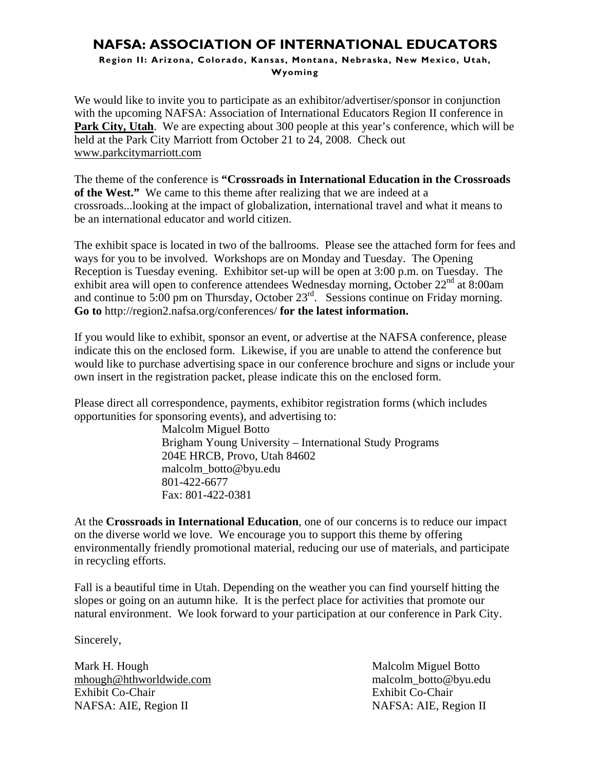# NAFSA: ASSOCIATION OF INTERNATIONAL EDUCATORS

**Region II: Arizona, Colorado, Kansas, Montana, Nebraska, New Mexico, Utah, Wyoming**

We would like to invite you to participate as an exhibitor/advertiser/sponsor in conjunction with the upcoming NAFSA: Association of International Educators Region II conference in **Park City, Utah**. We are expecting about 300 people at this year's conference, which will be held at the Park City Marriott from October 21 to 24, 2008. Check out www.parkcitymarriott.com

The theme of the conference is **"Crossroads in International Education in the Crossroads of the West."** We came to this theme after realizing that we are indeed at a crossroads...looking at the impact of globalization, international travel and what it means to be an international educator and world citizen.

The exhibit space is located in two of the ballrooms. Please see the attached form for fees and ways for you to be involved. Workshops are on Monday and Tuesday. The Opening Reception is Tuesday evening. Exhibitor set-up will be open at 3:00 p.m. on Tuesday. The exhibit area will open to conference attendees Wednesday morning, October 22nd at 8:00am and continue to 5:00 pm on Thursday, October 23rd. Sessions continue on Friday morning. **Go to** http://region2.nafsa.org/conferences/ **for the latest information.**

If you would like to exhibit, sponsor an event, or advertise at the NAFSA conference, please indicate this on the enclosed form. Likewise, if you are unable to attend the conference but would like to purchase advertising space in our conference brochure and signs or include your own insert in the registration packet, please indicate this on the enclosed form.

Please direct all correspondence, payments, exhibitor registration forms (which includes opportunities for sponsoring events), and advertising to:

Malcolm Miguel Botto
Brigham Young University – International Study Programs
204E HRCB, Provo, Utah 84602
malcolm_botto@byu.edu
801-422-6677
Fax: 801-422-0381

At the **Crossroads in International Education**, one of our concerns is to reduce our impact on the diverse world we love. We encourage you to support this theme by offering environmentally friendly promotional material, reducing our use of materials, and participate in recycling efforts.

Fall is a beautiful time in Utah. Depending on the weather you can find yourself hitting the slopes or going on an autumn hike. It is the perfect place for activities that promote our natural environment. We look forward to your participation at our conference in Park City.

Sincerely,

Mark H. Hough
mhough@hthworldwide.com
Exhibit Co-Chair
NAFSA: AIE, Region II

Malcolm Miguel Botto
malcolm_botto@byu.edu
Exhibit Co-Chair
NAFSA: AIE, Region II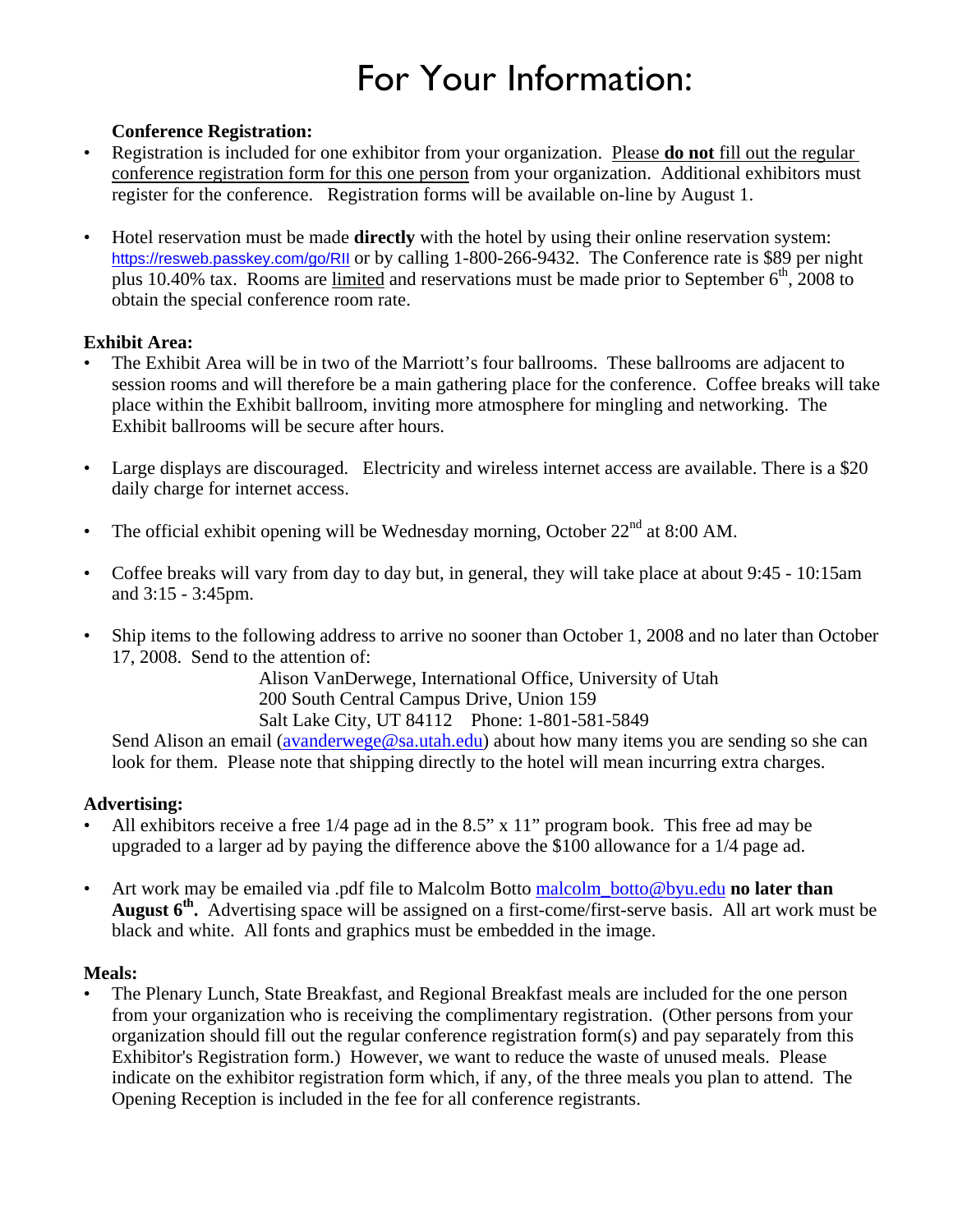# For Your Information:

**Conference Registration:**

- Registration is included for one exhibitor from your organization. Please **do not** fill out the regular conference registration form for this one person from your organization. Additional exhibitors must register for the conference. Registration forms will be available on-line by August 1.

- Hotel reservation must be made **directly** with the hotel by using their online reservation system: https://resweb.passkey.com/go/RII or by calling 1-800-266-9432. The Conference rate is $89 per night plus 10.40% tax. Rooms are limited and reservations must be made prior to September 6th, 2008 to obtain the special conference room rate.

**Exhibit Area:**

- The Exhibit Area will be in two of the Marriott's four ballrooms. These ballrooms are adjacent to session rooms and will therefore be a main gathering place for the conference. Coffee breaks will take place within the Exhibit ballroom, inviting more atmosphere for mingling and networking. The Exhibit ballrooms will be secure after hours.

- Large displays are discouraged. Electricity and wireless internet access are available. There is a $20 daily charge for internet access.

- The official exhibit opening will be Wednesday morning, October 22nd at 8:00 AM.

- Coffee breaks will vary from day to day but, in general, they will take place at about 9:45 - 10:15am and 3:15 - 3:45pm.

- Ship items to the following address to arrive no sooner than October 1, 2008 and no later than October 17, 2008. Send to the attention of:

  Alison VanDerwege, International Office, University of Utah
  200 South Central Campus Drive, Union 159
  Salt Lake City, UT 84112 Phone: 1-801-581-5849

  Send Alison an email (avanderwege@sa.utah.edu) about how many items you are sending so she can look for them. Please note that shipping directly to the hotel will mean incurring extra charges.

**Advertising:**

- All exhibitors receive a free 1/4 page ad in the 8.5" x 11" program book. This free ad may be upgraded to a larger ad by paying the difference above the $100 allowance for a 1/4 page ad.

- Art work may be emailed via .pdf file to Malcolm Botto malcolm_botto@byu.edu **no later than August 6th.** Advertising space will be assigned on a first-come/first-serve basis. All art work must be black and white. All fonts and graphics must be embedded in the image.

**Meals:**

- The Plenary Lunch, State Breakfast, and Regional Breakfast meals are included for the one person from your organization who is receiving the complimentary registration. (Other persons from your organization should fill out the regular conference registration form(s) and pay separately from this Exhibitor's Registration form.) However, we want to reduce the waste of unused meals. Please indicate on the exhibitor registration form which, if any, of the three meals you plan to attend. The Opening Reception is included in the fee for all conference registrants.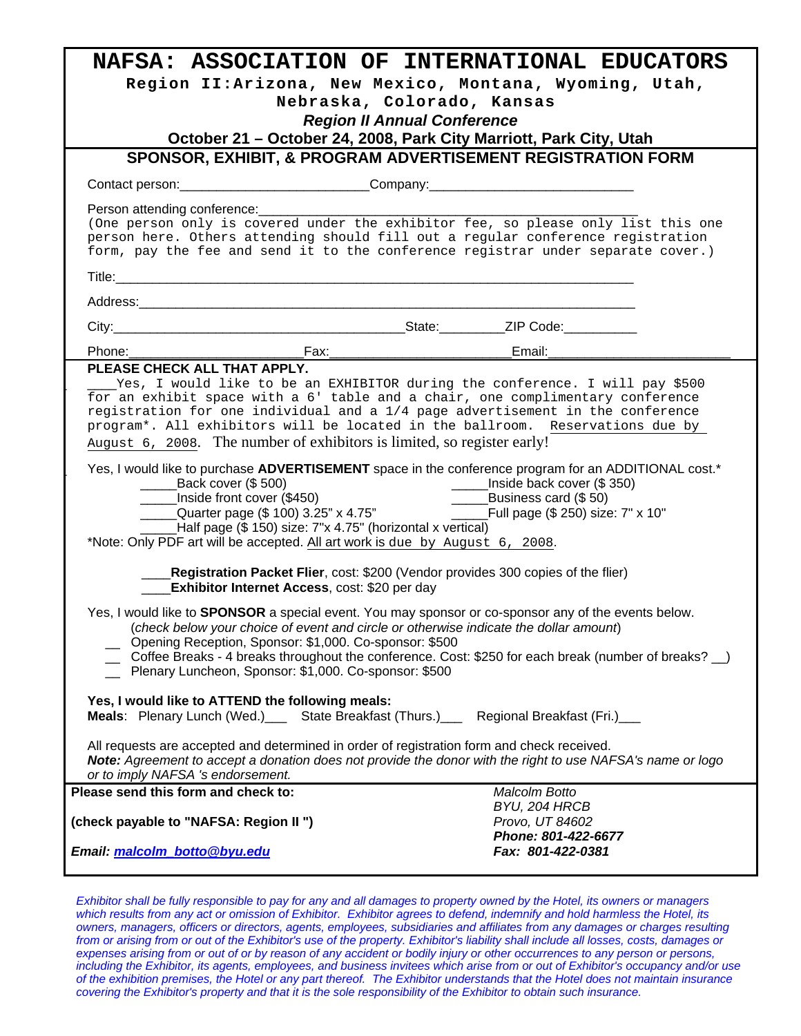# NAFSA: ASSOCIATION OF INTERNATIONAL EDUCATORS

**Region II: Arizona, New Mexico, Montana, Wyoming, Utah, Nebraska, Colorado, Kansas**

***Region II Annual Conference***

**October 21 – October 24, 2008, Park City Marriott, Park City, Utah**

## SPONSOR, EXHIBIT, & PROGRAM ADVERTISEMENT REGISTRATION FORM

Contact person:_________________________Company:___________________________

Person attending conference:_________________________________________________
(One person only is covered under the exhibitor fee, so please only list this one person here. Others attending should fill out a regular conference registration form, pay the fee and send it to the conference registrar under separate cover.)

Title:________________________________________________________________________

Address:______________________________________________________________________

City:________________________________________State:_________ZIP Code:__________

Phone:______________________Fax:_______________________Email:________________________

**PLEASE CHECK ALL THAT APPLY.**

___Yes, I would like to be an EXHIBITOR during the conference. I will pay $500 for an exhibit space with a 6' table and a chair, one complimentary conference registration for one individual and a 1/4 page advertisement in the conference program*. All exhibitors will be located in the ballroom. Reservations due by August 6, 2008. The number of exhibitors is limited, so register early!

Yes, I would like to purchase **ADVERTISEMENT** space in the conference program for an ADDITIONAL cost.*

- _____Back cover ($ 500)
- _____Inside back cover ($ 350)
- _____Inside front cover ($450)
- _____Business card ($ 50)
- _____Quarter page ($ 100) 3.25" x 4.75"
- _____Full page ($ 250) size: 7" x 10"
- _____Half page ($ 150) size: 7"x 4.75" (horizontal x vertical)

*Note: Only PDF art will be accepted. All art work is due by August 6, 2008.

- ____**Registration Packet Flier**, cost: $200 (Vendor provides 300 copies of the flier)
- ____**Exhibitor Internet Access**, cost: $20 per day

Yes, I would like to **SPONSOR** a special event. You may sponsor or co-sponsor any of the events below.
(*check below your choice of event and circle or otherwise indicate the dollar amount*)

- __ Opening Reception, Sponsor: $1,000. Co-sponsor: $500
- __ Coffee Breaks - 4 breaks throughout the conference. Cost: $250 for each break (number of breaks? __)
- __ Plenary Luncheon, Sponsor: $1,000. Co-sponsor: $500

**Yes, I would like to ATTEND the following meals:**
**Meals**: Plenary Lunch (Wed.)___ State Breakfast (Thurs.)___ Regional Breakfast (Fri.)___

All requests are accepted and determined in order of registration form and check received.
***Note:*** *Agreement to accept a donation does not provide the donor with the right to use NAFSA's name or logo or to imply NAFSA 's endorsement.*

**Please send this form and check to:**

**(check payable to "NAFSA: Region II ")**

***Email: malcolm_botto@byu.edu***

*Malcolm Botto*
*BYU, 204 HRCB*
*Provo, UT 84602*
***Phone: 801-422-6677***
***Fax: 801-422-0381***

*Exhibitor shall be fully responsible to pay for any and all damages to property owned by the Hotel, its owners or managers which results from any act or omission of Exhibitor. Exhibitor agrees to defend, indemnify and hold harmless the Hotel, its owners, managers, officers or directors, agents, employees, subsidiaries and affiliates from any damages or charges resulting from or arising from or out of the Exhibitor's use of the property. Exhibitor's liability shall include all losses, costs, damages or expenses arising from or out of or by reason of any accident or bodily injury or other occurrences to any person or persons, including the Exhibitor, its agents, employees, and business invitees which arise from or out of Exhibitor's occupancy and/or use of the exhibition premises, the Hotel or any part thereof. The Exhibitor understands that the Hotel does not maintain insurance covering the Exhibitor's property and that it is the sole responsibility of the Exhibitor to obtain such insurance.*